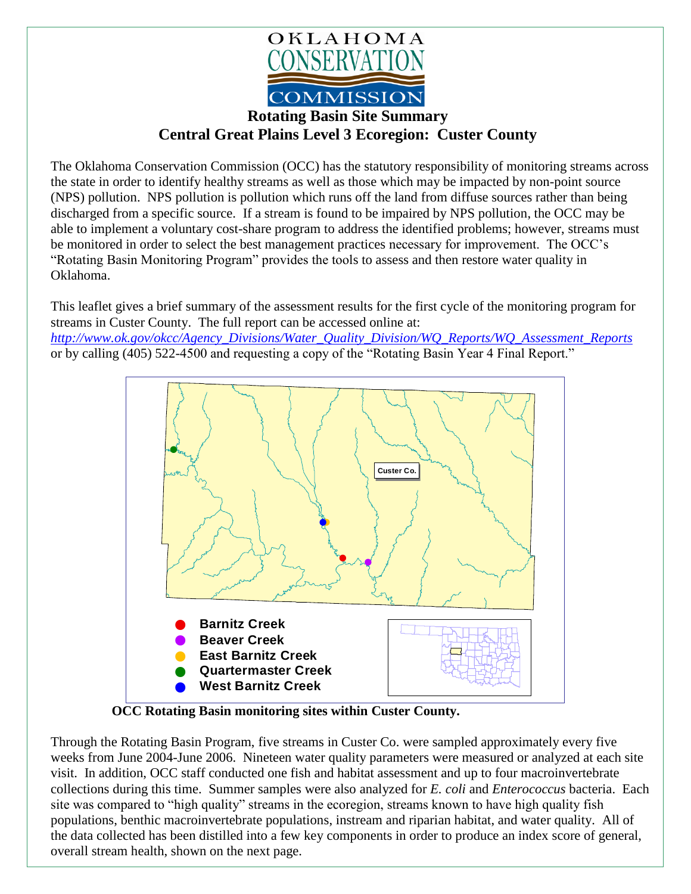OKLAHOMA CONSERVATION COMMISSION

# Rotating Basin Site Summary
## Central Great Plains Level 3 Ecoregion: Custer County

The Oklahoma Conservation Commission (OCC) has the statutory responsibility of monitoring streams across the state in order to identify healthy streams as well as those which may be impacted by non-point source (NPS) pollution. NPS pollution is pollution which runs off the land from diffuse sources rather than being discharged from a specific source. If a stream is found to be impaired by NPS pollution, the OCC may be able to implement a voluntary cost-share program to address the identified problems; however, streams must be monitored in order to select the best management practices necessary for improvement. The OCC's "Rotating Basin Monitoring Program" provides the tools to assess and then restore water quality in Oklahoma.

This leaflet gives a brief summary of the assessment results for the first cycle of the monitoring program for streams in Custer County. The full report can be accessed online at: *http://www.ok.gov/okcc/Agency_Divisions/Water_Quality_Division/WQ_Reports/WQ_Assessment_Reports* or by calling (405) 522-4500 and requesting a copy of the "Rotating Basin Year 4 Final Report."

Custer Co.

- Barnitz Creek
- Beaver Creek
- East Barnitz Creek
- Quartermaster Creek
- West Barnitz Creek

**OCC Rotating Basin monitoring sites within Custer County.**

Through the Rotating Basin Program, five streams in Custer Co. were sampled approximately every five weeks from June 2004-June 2006. Nineteen water quality parameters were measured or analyzed at each site visit. In addition, OCC staff conducted one fish and habitat assessment and up to four macroinvertebrate collections during this time. Summer samples were also analyzed for *E. coli* and *Enterococcus* bacteria. Each site was compared to "high quality" streams in the ecoregion, streams known to have high quality fish populations, benthic macroinvertebrate populations, instream and riparian habitat, and water quality. All of the data collected has been distilled into a few key components in order to produce an index score of general, overall stream health, shown on the next page.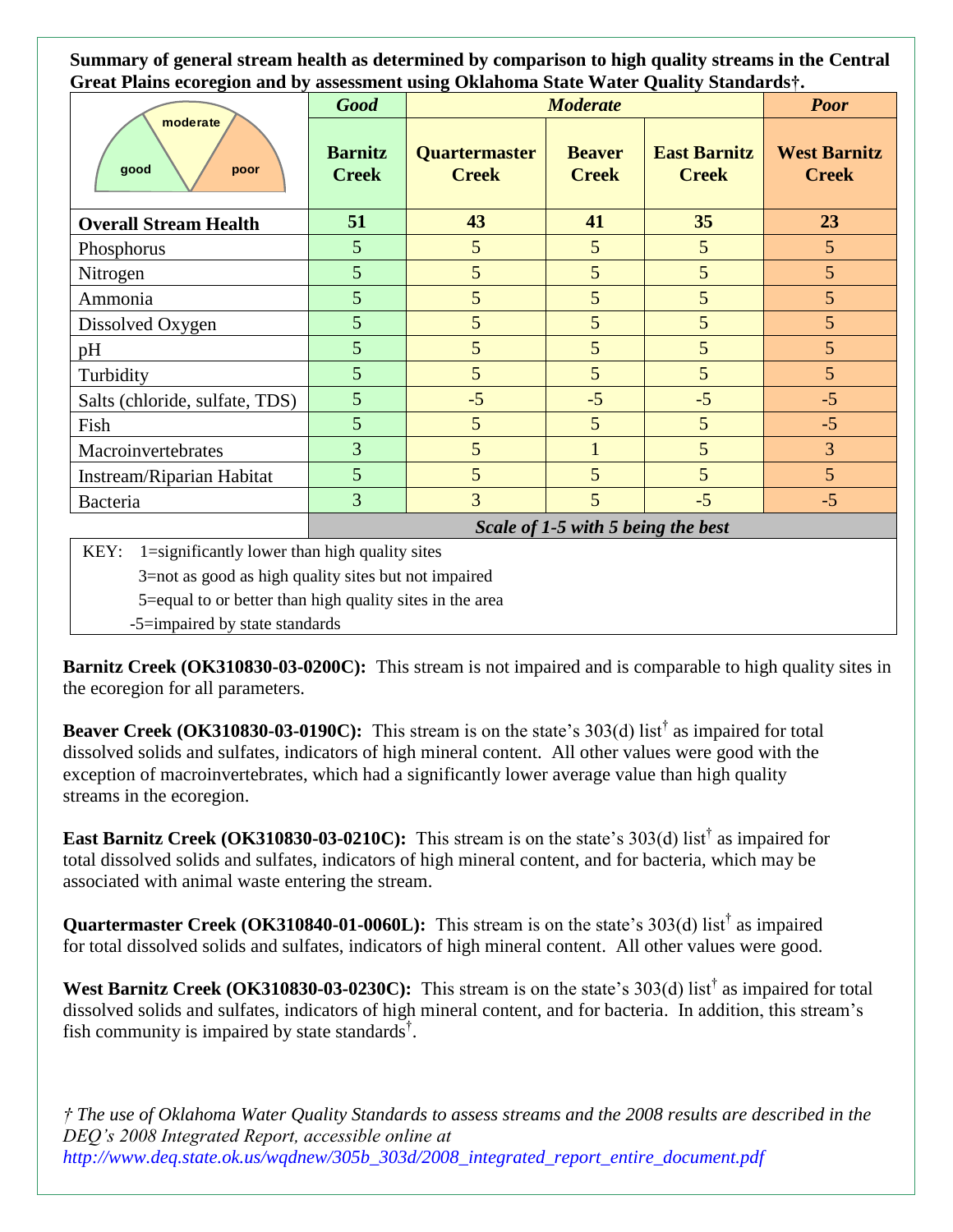**Summary of general stream health as determined by comparison to high quality streams in the Central Great Plains ecoregion and by assessment using Oklahoma State Water Quality Standards†.**

| | *Good* | *Moderate* | | | *Poor* |
|---|---|---|---|---|---|
| | **Barnitz Creek** | **Quartermaster Creek** | **Beaver Creek** | **East Barnitz Creek** | **West Barnitz Creek** |
| **Overall Stream Health** | **51** | **43** | **41** | **35** | **23** |
| Phosphorus | 5 | 5 | 5 | 5 | 5 |
| Nitrogen | 5 | 5 | 5 | 5 | 5 |
| Ammonia | 5 | 5 | 5 | 5 | 5 |
| Dissolved Oxygen | 5 | 5 | 5 | 5 | 5 |
| pH | 5 | 5 | 5 | 5 | 5 |
| Turbidity | 5 | 5 | 5 | 5 | 5 |
| Salts (chloride, sulfate, TDS) | 5 | -5 | -5 | -5 | -5 |
| Fish | 5 | 5 | 5 | 5 | -5 |
| Macroinvertebrates | 3 | 5 | 1 | 5 | 3 |
| Instream/Riparian Habitat | 5 | 5 | 5 | 5 | 5 |
| Bacteria | 3 | 3 | 5 | -5 | -5 |
| | ***Scale of 1-5 with 5 being the best*** | | | | |

KEY:
1=significantly lower than high quality sites
3=not as good as high quality sites but not impaired
5=equal to or better than high quality sites in the area
-5=impaired by state standards

**Barnitz Creek (OK310830-03-0200C):** This stream is not impaired and is comparable to high quality sites in the ecoregion for all parameters.

**Beaver Creek (OK310830-03-0190C):** This stream is on the state's 303(d) list† as impaired for total dissolved solids and sulfates, indicators of high mineral content. All other values were good with the exception of macroinvertebrates, which had a significantly lower average value than high quality streams in the ecoregion.

**East Barnitz Creek (OK310830-03-0210C):** This stream is on the state's 303(d) list† as impaired for total dissolved solids and sulfates, indicators of high mineral content, and for bacteria, which may be associated with animal waste entering the stream.

**Quartermaster Creek (OK310840-01-0060L):** This stream is on the state's 303(d) list† as impaired for total dissolved solids and sulfates, indicators of high mineral content. All other values were good.

**West Barnitz Creek (OK310830-03-0230C):** This stream is on the state's 303(d) list† as impaired for total dissolved solids and sulfates, indicators of high mineral content, and for bacteria. In addition, this stream's fish community is impaired by state standards†.

*† The use of Oklahoma Water Quality Standards to assess streams and the 2008 results are described in the DEQ's 2008 Integrated Report, accessible online at http://www.deq.state.ok.us/wqdnew/305b_303d/2008_integrated_report_entire_document.pdf*